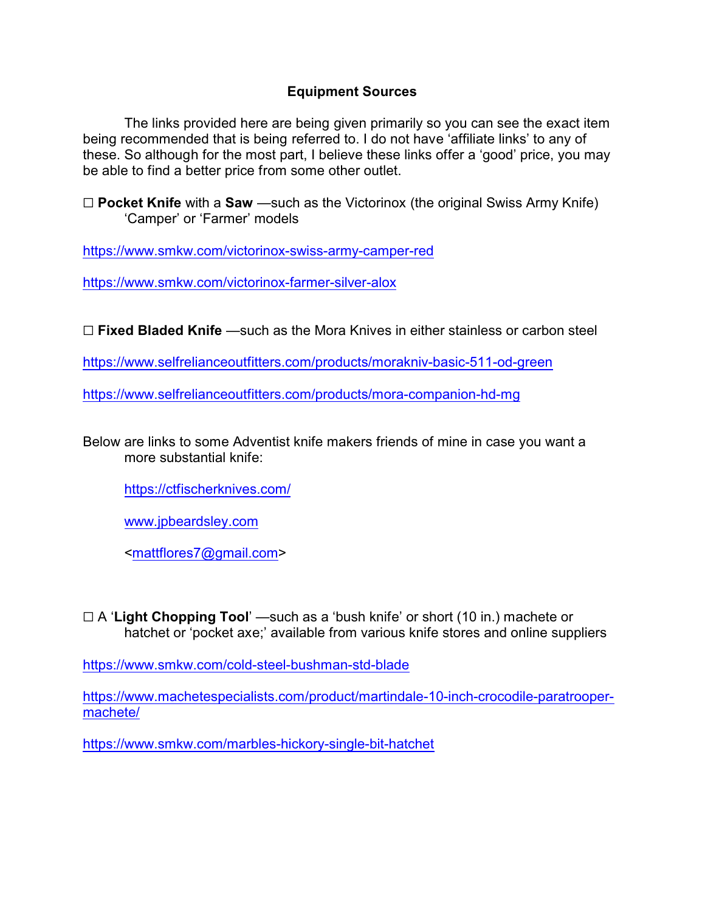# Equipment Sources

The links provided here are being given primarily so you can see the exact item being recommended that is being referred to. I do not have 'affiliate links' to any of these. So although for the most part, I believe these links offer a 'good' price, you may be able to find a better price from some other outlet.

☐ **Pocket Knife** with a **Saw** —such as the Victorinox (the original Swiss Army Knife) 'Camper' or 'Farmer' models

https://www.smkw.com/victorinox-swiss-army-camper-red

https://www.smkw.com/victorinox-farmer-silver-alox

☐ **Fixed Bladed Knife** —such as the Mora Knives in either stainless or carbon steel

https://www.selfrelianceoutfitters.com/products/morakniv-basic-511-od-green

https://www.selfrelianceoutfitters.com/products/mora-companion-hd-mg

Below are links to some Adventist knife makers friends of mine in case you want a more substantial knife:

https://ctfischerknives.com/

www.jpbeardsley.com

<mattflores7@gmail.com>

☐ A '**Light Chopping Tool**' —such as a 'bush knife' or short (10 in.) machete or hatchet or 'pocket axe;' available from various knife stores and online suppliers

https://www.smkw.com/cold-steel-bushman-std-blade

https://www.machetespecialists.com/product/martindale-10-inch-crocodile-paratrooper-machete/

https://www.smkw.com/marbles-hickory-single-bit-hatchet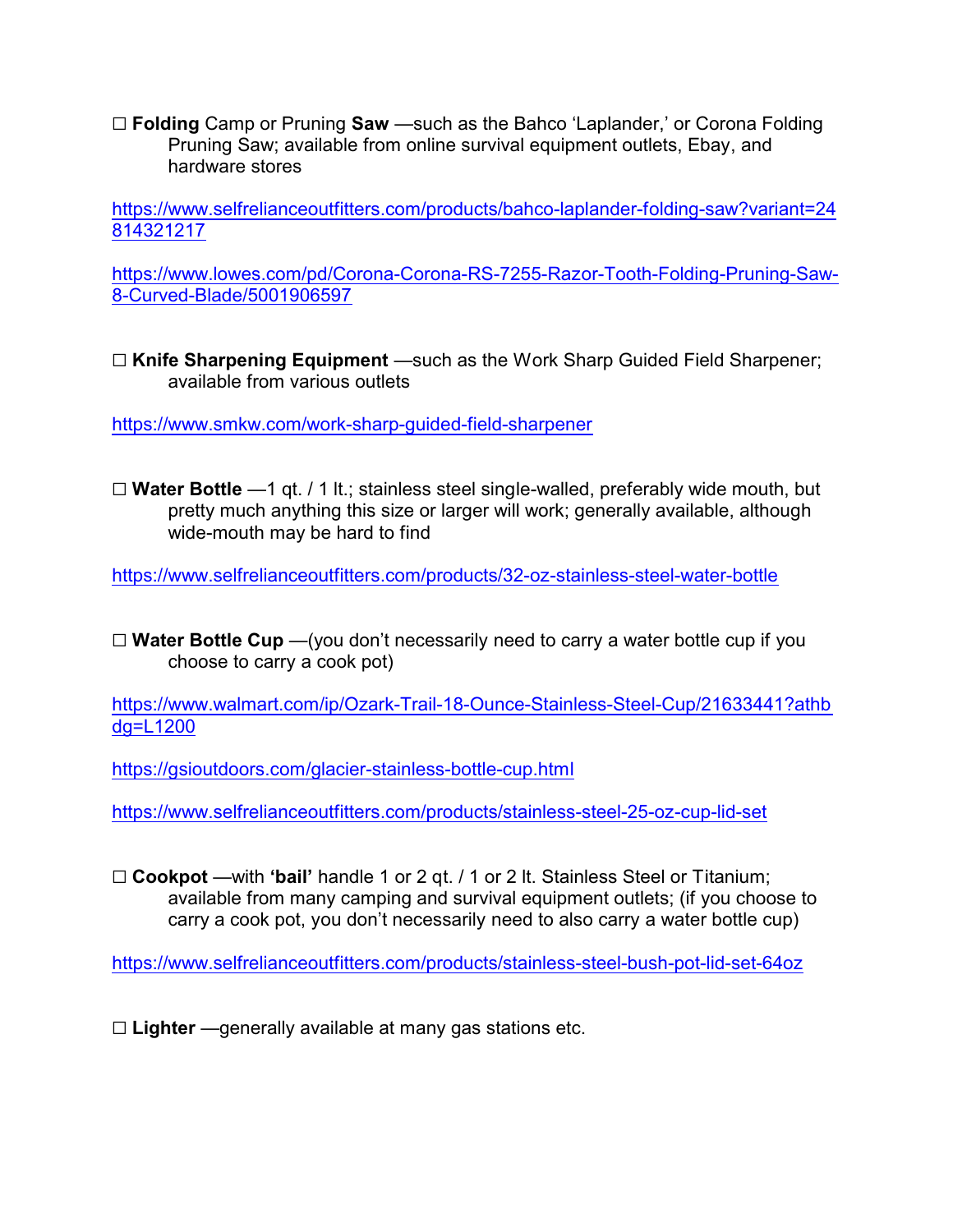☐ **Folding** Camp or Pruning **Saw** —such as the Bahco 'Laplander,' or Corona Folding Pruning Saw; available from online survival equipment outlets, Ebay, and hardware stores

https://www.selfrelianceoutfitters.com/products/bahco-laplander-folding-saw?variant=24814321217

https://www.lowes.com/pd/Corona-Corona-RS-7255-Razor-Tooth-Folding-Pruning-Saw-8-Curved-Blade/5001906597

☐ **Knife Sharpening Equipment** —such as the Work Sharp Guided Field Sharpener; available from various outlets

https://www.smkw.com/work-sharp-guided-field-sharpener

☐ **Water Bottle** —1 qt. / 1 lt.; stainless steel single-walled, preferably wide mouth, but pretty much anything this size or larger will work; generally available, although wide-mouth may be hard to find

https://www.selfrelianceoutfitters.com/products/32-oz-stainless-steel-water-bottle

☐ **Water Bottle Cup** —(you don't necessarily need to carry a water bottle cup if you choose to carry a cook pot)

https://www.walmart.com/ip/Ozark-Trail-18-Ounce-Stainless-Steel-Cup/21633441?athbdg=L1200

https://gsioutdoors.com/glacier-stainless-bottle-cup.html

https://www.selfrelianceoutfitters.com/products/stainless-steel-25-oz-cup-lid-set

☐ **Cookpot** —with **'bail'** handle 1 or 2 qt. / 1 or 2 lt. Stainless Steel or Titanium; available from many camping and survival equipment outlets; (if you choose to carry a cook pot, you don't necessarily need to also carry a water bottle cup)

https://www.selfrelianceoutfitters.com/products/stainless-steel-bush-pot-lid-set-64oz

☐ **Lighter** —generally available at many gas stations etc.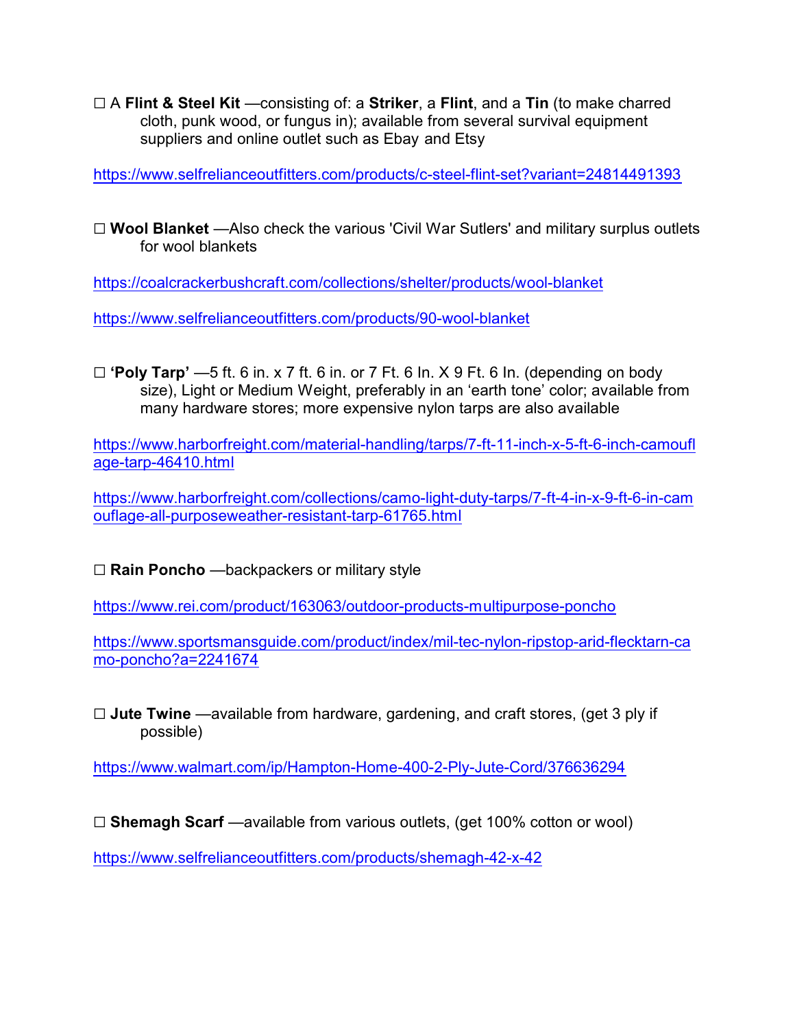☐ A **Flint & Steel Kit** —consisting of: a **Striker**, a **Flint**, and a **Tin** (to make charred cloth, punk wood, or fungus in); available from several survival equipment suppliers and online outlet such as Ebay and Etsy

https://www.selfrelianceoutfitters.com/products/c-steel-flint-set?variant=24814491393

☐ **Wool Blanket** —Also check the various 'Civil War Sutlers' and military surplus outlets for wool blankets

https://coalcrackerbushcraft.com/collections/shelter/products/wool-blanket

https://www.selfrelianceoutfitters.com/products/90-wool-blanket

☐ **'Poly Tarp'** —5 ft. 6 in. x 7 ft. 6 in. or 7 Ft. 6 In. X 9 Ft. 6 In. (depending on body size), Light or Medium Weight, preferably in an 'earth tone' color; available from many hardware stores; more expensive nylon tarps are also available

https://www.harborfreight.com/material-handling/tarps/7-ft-11-inch-x-5-ft-6-inch-camouflage-tarp-46410.html

https://www.harborfreight.com/collections/camo-light-duty-tarps/7-ft-4-in-x-9-ft-6-in-camouflage-all-purposeweather-resistant-tarp-61765.html

☐ **Rain Poncho** —backpackers or military style

https://www.rei.com/product/163063/outdoor-products-multipurpose-poncho

https://www.sportsmansguide.com/product/index/mil-tec-nylon-ripstop-arid-flecktarn-camo-poncho?a=2241674

☐ **Jute Twine** —available from hardware, gardening, and craft stores, (get 3 ply if possible)

https://www.walmart.com/ip/Hampton-Home-400-2-Ply-Jute-Cord/376636294

☐ **Shemagh Scarf** —available from various outlets, (get 100% cotton or wool)

https://www.selfrelianceoutfitters.com/products/shemagh-42-x-42